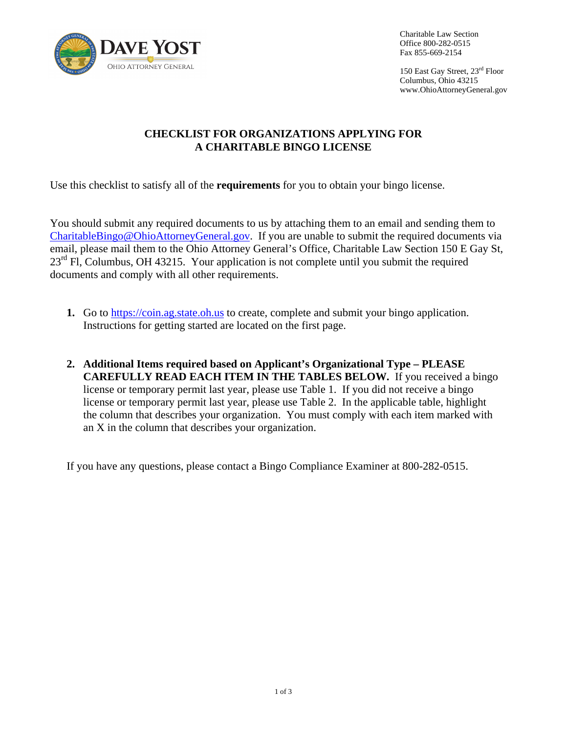DAVE YOST
OHIO ATTORNEY GENERAL

Charitable Law Section
Office 800-282-0515
Fax 855-669-2154

150 East Gay Street, 23rd Floor
Columbus, Ohio 43215
www.OhioAttorneyGeneral.gov

## CHECKLIST FOR ORGANIZATIONS APPLYING FOR A CHARITABLE BINGO LICENSE

Use this checklist to satisfy all of the **requirements** for you to obtain your bingo license.

You should submit any required documents to us by attaching them to an email and sending them to CharitableBingo@OhioAttorneyGeneral.gov. If you are unable to submit the required documents via email, please mail them to the Ohio Attorney General's Office, Charitable Law Section 150 E Gay St, 23rd Fl, Columbus, OH 43215. Your application is not complete until you submit the required documents and comply with all other requirements.

1. Go to https://coin.ag.state.oh.us to create, complete and submit your bingo application. Instructions for getting started are located on the first page.

2. **Additional Items required based on Applicant's Organizational Type – PLEASE CAREFULLY READ EACH ITEM IN THE TABLES BELOW.** If you received a bingo license or temporary permit last year, please use Table 1. If you did not receive a bingo license or temporary permit last year, please use Table 2. In the applicable table, highlight the column that describes your organization. You must comply with each item marked with an X in the column that describes your organization.

If you have any questions, please contact a Bingo Compliance Examiner at 800-282-0515.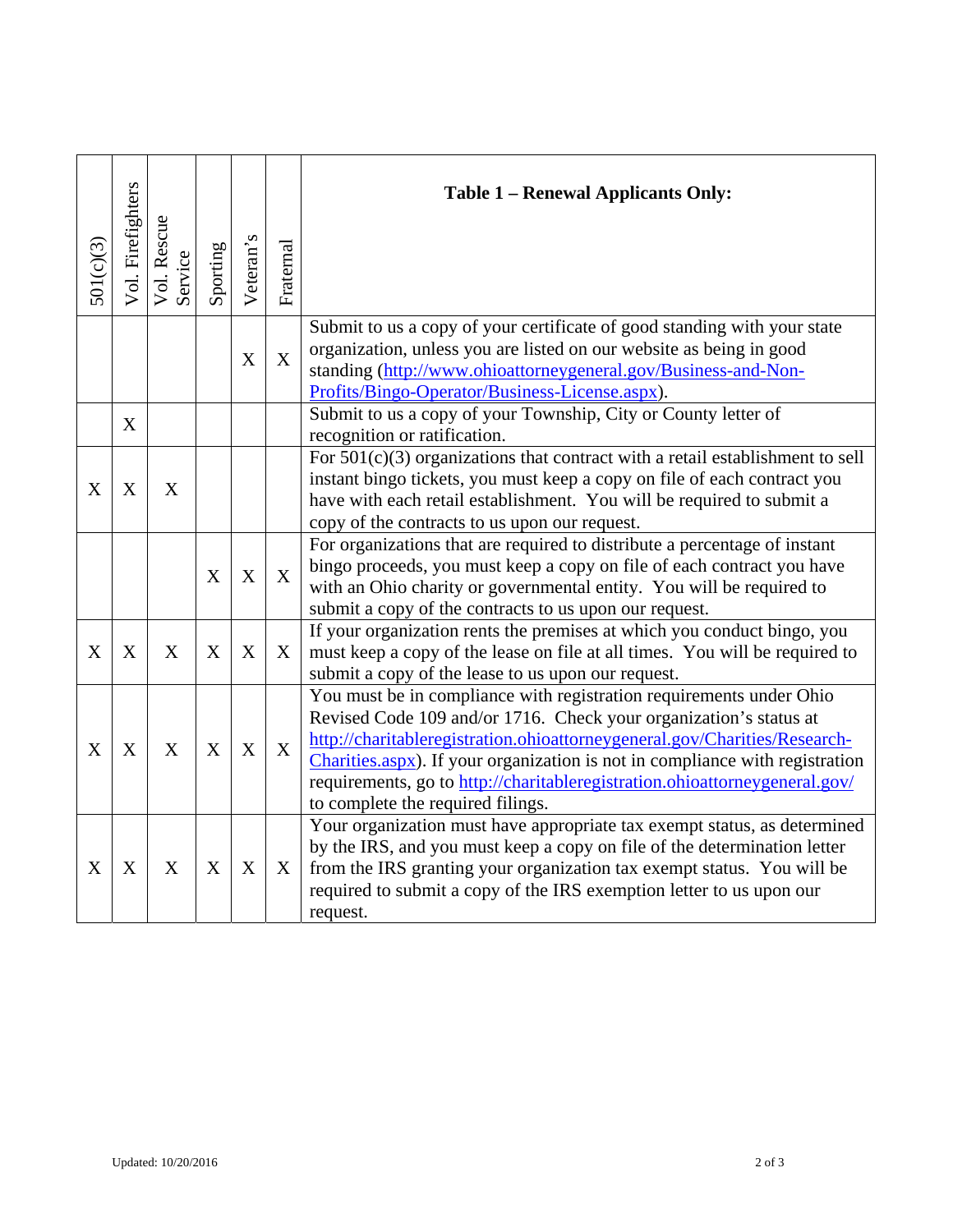| 501(c)(3) | Vol. Firefighters | Vol. Rescue Service | Sporting | Veteran's | Fraternal | **Table 1 – Renewal Applicants Only:** |
|---|---|---|---|---|---|---|
| | | | | X | X | Submit to us a copy of your certificate of good standing with your state organization, unless you are listed on our website as being in good standing (http://www.ohioattorneygeneral.gov/Business-and-Non-Profits/Bingo-Operator/Business-License.aspx). |
| | X | | | | | Submit to us a copy of your Township, City or County letter of recognition or ratification. |
| X | X | X | | | | For 501(c)(3) organizations that contract with a retail establishment to sell instant bingo tickets, you must keep a copy on file of each contract you have with each retail establishment. You will be required to submit a copy of the contracts to us upon our request. |
| | | | X | X | X | For organizations that are required to distribute a percentage of instant bingo proceeds, you must keep a copy on file of each contract you have with an Ohio charity or governmental entity. You will be required to submit a copy of the contracts to us upon our request. |
| X | X | X | X | X | X | If your organization rents the premises at which you conduct bingo, you must keep a copy of the lease on file at all times. You will be required to submit a copy of the lease to us upon our request. |
| X | X | X | X | X | X | You must be in compliance with registration requirements under Ohio Revised Code 109 and/or 1716. Check your organization's status at http://charitableregistration.ohioattorneygeneral.gov/Charities/Research-Charities.aspx). If your organization is not in compliance with registration requirements, go to http://charitableregistration.ohioattorneygeneral.gov/ to complete the required filings. |
| X | X | X | X | X | X | Your organization must have appropriate tax exempt status, as determined by the IRS, and you must keep a copy on file of the determination letter from the IRS granting your organization tax exempt status. You will be required to submit a copy of the IRS exemption letter to us upon our request. |

Updated: 10/20/2016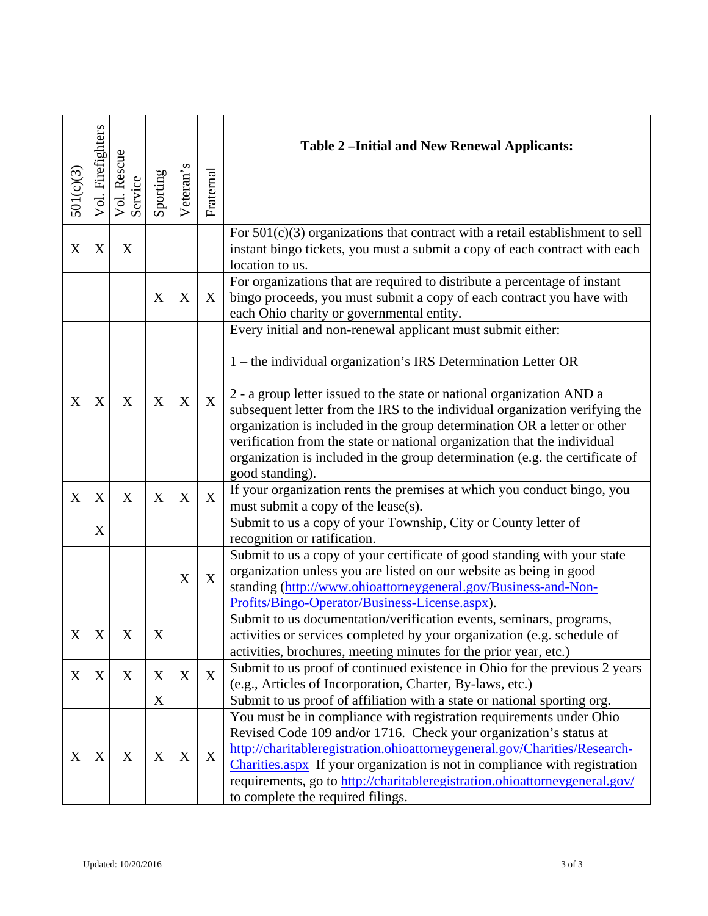| 501(c)(3) | Vol. Firefighters | Vol. Rescue Service | Sporting | Veteran's | Fraternal | **Table 2 –Initial and New Renewal Applicants:** |
|---|---|---|---|---|---|---|
| X | X | X | | | | For 501(c)(3) organizations that contract with a retail establishment to sell instant bingo tickets, you must a submit a copy of each contract with each location to us. |
| | | | X | X | X | For organizations that are required to distribute a percentage of instant bingo proceeds, you must submit a copy of each contract you have with each Ohio charity or governmental entity. |
| X | X | X | X | X | X | Every initial and non-renewal applicant must submit either:<br><br>1 – the individual organization's IRS Determination Letter OR<br><br>2 - a group letter issued to the state or national organization AND a subsequent letter from the IRS to the individual organization verifying the organization is included in the group determination OR a letter or other verification from the state or national organization that the individual organization is included in the group determination (e.g. the certificate of good standing). |
| X | X | X | X | X | X | If your organization rents the premises at which you conduct bingo, you must submit a copy of the lease(s). |
| | X | | | | | Submit to us a copy of your Township, City or County letter of recognition or ratification. |
| | | | | X | X | Submit to us a copy of your certificate of good standing with your state organization unless you are listed on our website as being in good standing (http://www.ohioattorneygeneral.gov/Business-and-Non-Profits/Bingo-Operator/Business-License.aspx). |
| X | X | X | X | | | Submit to us documentation/verification events, seminars, programs, activities or services completed by your organization (e.g. schedule of activities, brochures, meeting minutes for the prior year, etc.) |
| X | X | X | X | X | X | Submit to us proof of continued existence in Ohio for the previous 2 years (e.g., Articles of Incorporation, Charter, By-laws, etc.) |
| | | | X | | | Submit to us proof of affiliation with a state or national sporting org. |
| X | X | X | X | X | X | You must be in compliance with registration requirements under Ohio Revised Code 109 and/or 1716. Check your organization's status at http://charitableregistration.ohioattorneygeneral.gov/Charities/Research-Charities.aspx If your organization is not in compliance with registration requirements, go to http://charitableregistration.ohioattorneygeneral.gov/ to complete the required filings. |

Updated: 10/20/2016